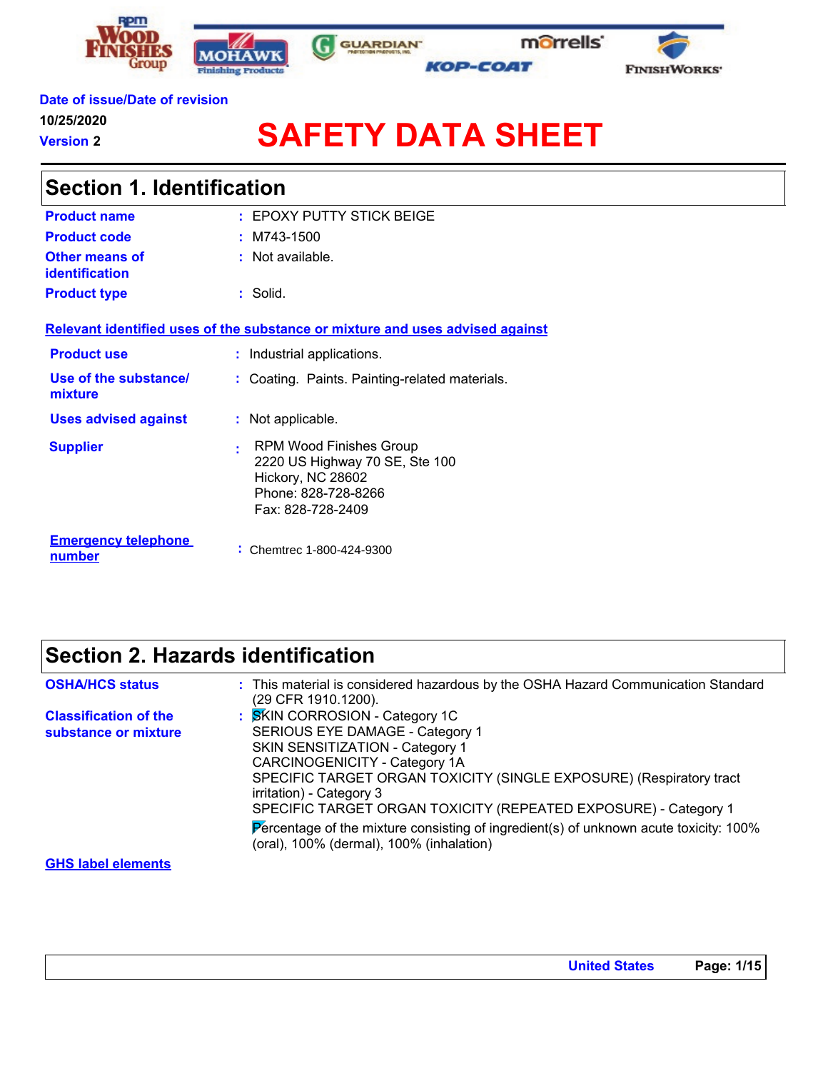Date of issue/Date of revision

10/25/2020

Version 2

# SAFETY DATA SHEET

## Section 1. Identification

| | | |
|---|---|---|
| **Product name** | : | EPOXY PUTTY STICK BEIGE |
| **Product code** | : | M743-1500 |
| **Other means of identification** | : | Not available. |
| **Product type** | : | Solid. |

**Relevant identified uses of the substance or mixture and uses advised against**

| | | |
|---|---|---|
| **Product use** | : | Industrial applications. |
| **Use of the substance/ mixture** | : | Coating. Paints. Painting-related materials. |
| **Uses advised against** | : | Not applicable. |
| **Supplier** | : | RPM Wood Finishes Group<br>2220 US Highway 70 SE, Ste 100<br>Hickory, NC 28602<br>Phone: 828-728-8266<br>Fax: 828-728-2409 |
| **Emergency telephone number** | : | Chemtrec 1-800-424-9300 |

## Section 2. Hazards identification

| | | |
|---|---|---|
| **OSHA/HCS status** | : | This material is considered hazardous by the OSHA Hazard Communication Standard (29 CFR 1910.1200). |
| **Classification of the substance or mixture** | : | SKIN CORROSION - Category 1C<br>SERIOUS EYE DAMAGE - Category 1<br>SKIN SENSITIZATION - Category 1<br>CARCINOGENICITY - Category 1A<br>SPECIFIC TARGET ORGAN TOXICITY (SINGLE EXPOSURE) (Respiratory tract irritation) - Category 3<br>SPECIFIC TARGET ORGAN TOXICITY (REPEATED EXPOSURE) - Category 1<br>Percentage of the mixture consisting of ingredient(s) of unknown acute toxicity: 100% (oral), 100% (dermal), 100% (inhalation) |

**GHS label elements**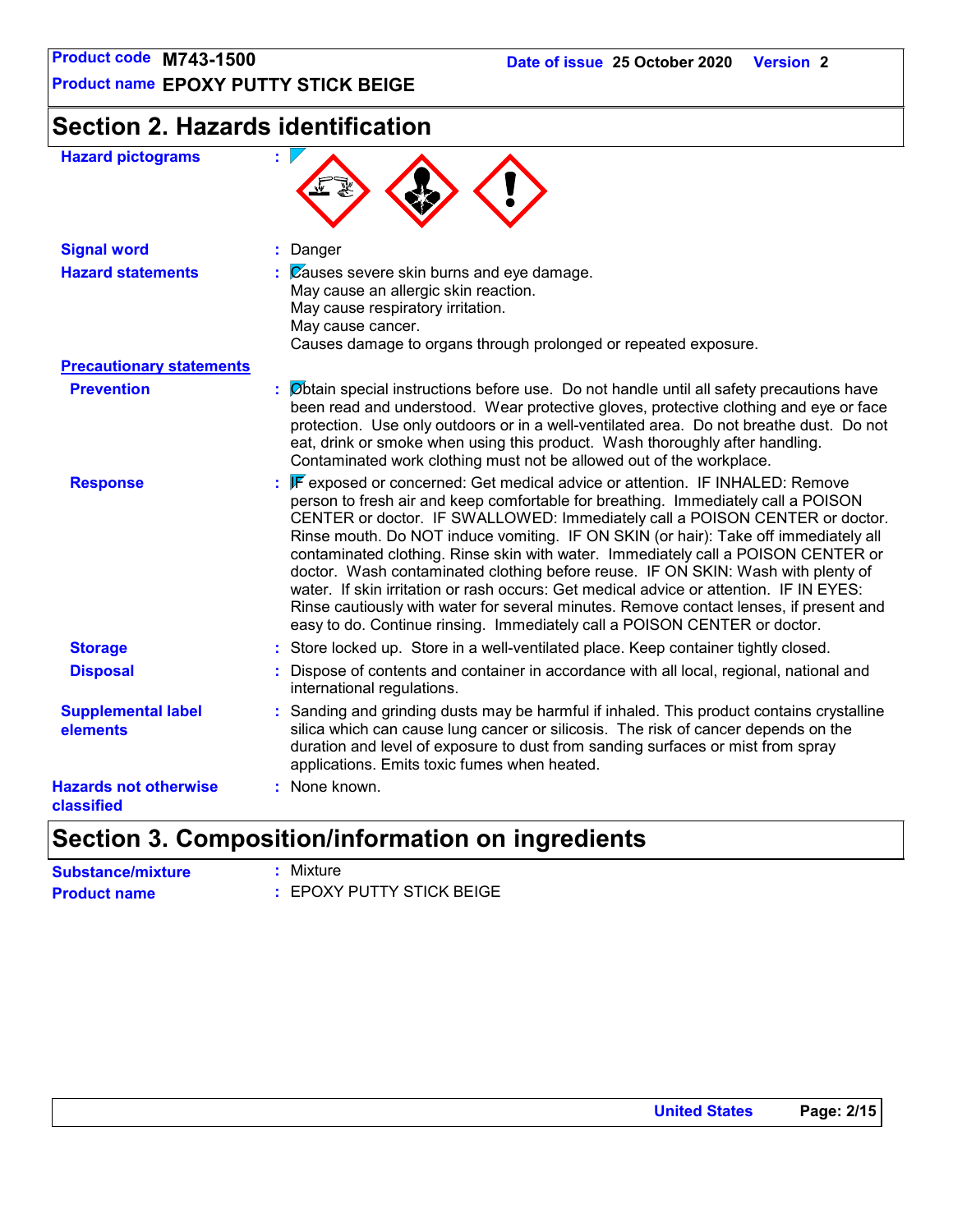# Section 2. Hazards identification

**Hazard pictograms** :

**Signal word** : Danger

**Hazard statements** : Causes severe skin burns and eye damage.
May cause an allergic skin reaction.
May cause respiratory irritation.
May cause cancer.
Causes damage to organs through prolonged or repeated exposure.

**Precautionary statements**

**Prevention** : Obtain special instructions before use. Do not handle until all safety precautions have been read and understood. Wear protective gloves, protective clothing and eye or face protection. Use only outdoors or in a well-ventilated area. Do not breathe dust. Do not eat, drink or smoke when using this product. Wash thoroughly after handling. Contaminated work clothing must not be allowed out of the workplace.

**Response** : IF exposed or concerned: Get medical advice or attention. IF INHALED: Remove person to fresh air and keep comfortable for breathing. Immediately call a POISON CENTER or doctor. IF SWALLOWED: Immediately call a POISON CENTER or doctor. Rinse mouth. Do NOT induce vomiting. IF ON SKIN (or hair): Take off immediately all contaminated clothing. Rinse skin with water. Immediately call a POISON CENTER or doctor. Wash contaminated clothing before reuse. IF ON SKIN: Wash with plenty of water. If skin irritation or rash occurs: Get medical advice or attention. IF IN EYES: Rinse cautiously with water for several minutes. Remove contact lenses, if present and easy to do. Continue rinsing. Immediately call a POISON CENTER or doctor.

**Storage** : Store locked up. Store in a well-ventilated place. Keep container tightly closed.

**Disposal** : Dispose of contents and container in accordance with all local, regional, national and international regulations.

**Supplemental label elements** : Sanding and grinding dusts may be harmful if inhaled. This product contains crystalline silica which can cause lung cancer or silicosis. The risk of cancer depends on the duration and level of exposure to dust from sanding surfaces or mist from spray applications. Emits toxic fumes when heated.

**Hazards not otherwise classified** : None known.

# Section 3. Composition/information on ingredients

**Substance/mixture** : Mixture

**Product name** : EPOXY PUTTY STICK BEIGE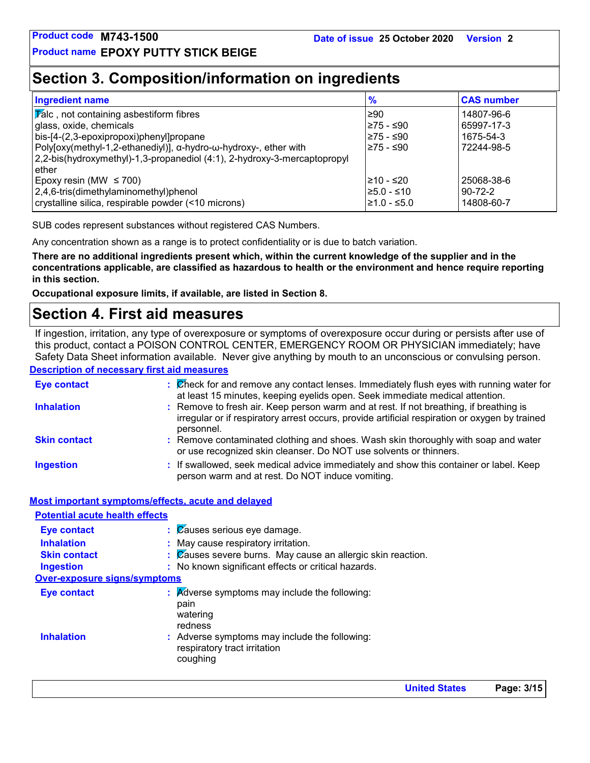**Product code** M743-1500 **Date of issue** 25 October 2020 **Version** 2

**Product name** EPOXY PUTTY STICK BEIGE

# Section 3. Composition/information on ingredients

| Ingredient name | % | CAS number |
|---|---|---|
| Talc , not containing asbestiform fibres | ≥90 | 14807-96-6 |
| glass, oxide, chemicals | ≥75 - ≤90 | 65997-17-3 |
| bis-[4-(2,3-epoxipropoxi)phenyl]propane | ≥75 - ≤90 | 1675-54-3 |
| Poly[oxy(methyl-1,2-ethanediyl)], α-hydro-ω-hydroxy-, ether with 2,2-bis(hydroxymethyl)-1,3-propanediol (4:1), 2-hydroxy-3-mercaptopropyl ether | ≥75 - ≤90 | 72244-98-5 |
| Epoxy resin (MW ≤ 700) | ≥10 - ≤20 | 25068-38-6 |
| 2,4,6-tris(dimethylaminomethyl)phenol | ≥5.0 - ≤10 | 90-72-2 |
| crystalline silica, respirable powder (<10 microns) | ≥1.0 - ≤5.0 | 14808-60-7 |

SUB codes represent substances without registered CAS Numbers.

Any concentration shown as a range is to protect confidentiality or is due to batch variation.

**There are no additional ingredients present which, within the current knowledge of the supplier and in the concentrations applicable, are classified as hazardous to health or the environment and hence require reporting in this section.**

**Occupational exposure limits, if available, are listed in Section 8.**

# Section 4. First aid measures

If ingestion, irritation, any type of overexposure or symptoms of overexposure occur during or persists after use of this product, contact a POISON CONTROL CENTER, EMERGENCY ROOM OR PHYSICIAN immediately; have Safety Data Sheet information available. Never give anything by mouth to an unconscious or convulsing person.

## Description of necessary first aid measures

**Eye contact** : Check for and remove any contact lenses. Immediately flush eyes with running water for at least 15 minutes, keeping eyelids open. Seek immediate medical attention.

**Inhalation** : Remove to fresh air. Keep person warm and at rest. If not breathing, if breathing is irregular or if respiratory arrest occurs, provide artificial respiration or oxygen by trained personnel.

**Skin contact** : Remove contaminated clothing and shoes. Wash skin thoroughly with soap and water or use recognized skin cleanser. Do NOT use solvents or thinners.

**Ingestion** : If swallowed, seek medical advice immediately and show this container or label. Keep person warm and at rest. Do NOT induce vomiting.

## Most important symptoms/effects, acute and delayed

### Potential acute health effects

**Eye contact** : Causes serious eye damage.

**Inhalation** : May cause respiratory irritation.

**Skin contact** : Causes severe burns. May cause an allergic skin reaction.

**Ingestion** : No known significant effects or critical hazards.

### Over-exposure signs/symptoms

**Eye contact** : Adverse symptoms may include the following:
pain
watering
redness

**Inhalation** : Adverse symptoms may include the following:
respiratory tract irritation
coughing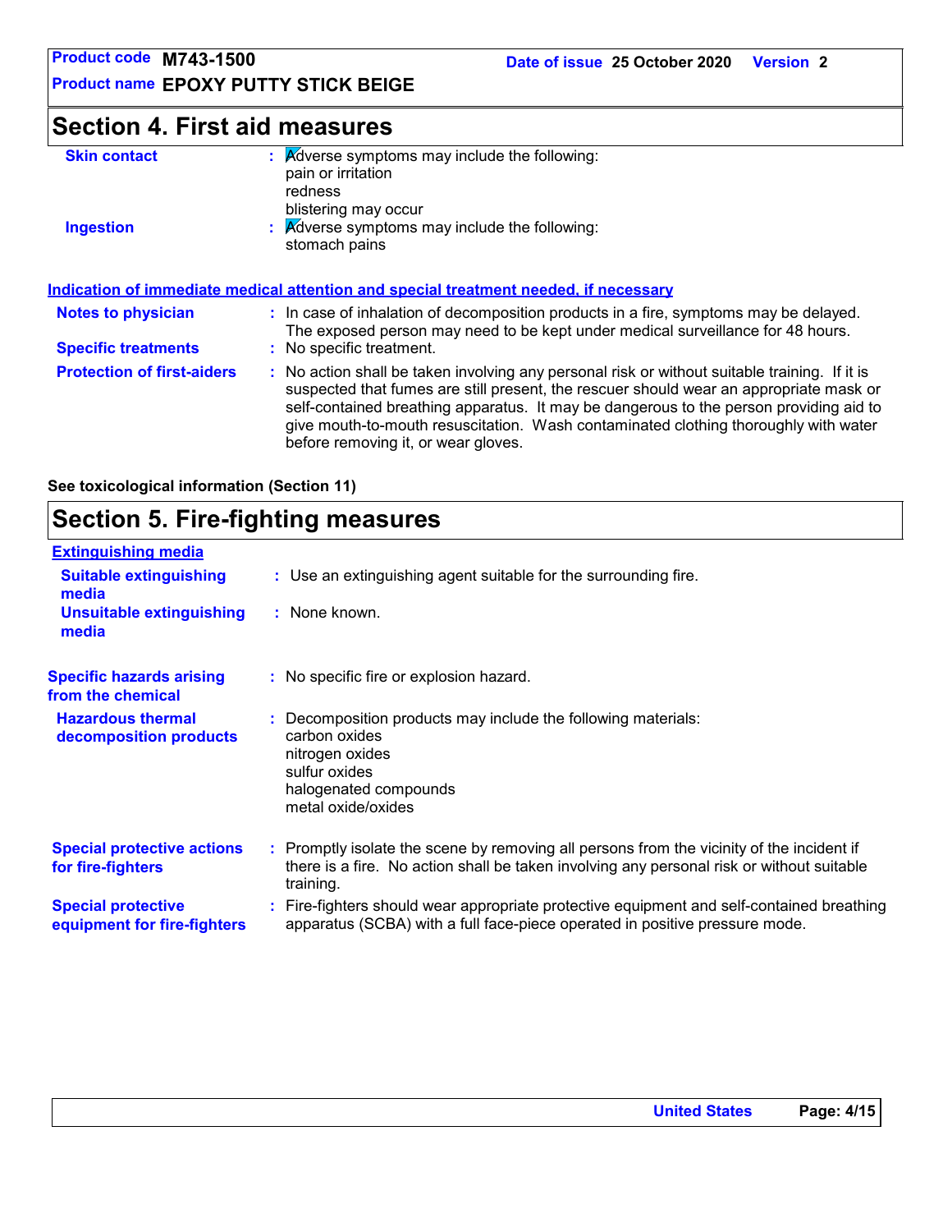## Section 4. First aid measures

**Skin contact** : Adverse symptoms may include the following:
pain or irritation
redness
blistering may occur

**Ingestion** : Adverse symptoms may include the following:
stomach pains

### Indication of immediate medical attention and special treatment needed, if necessary

**Notes to physician** : In case of inhalation of decomposition products in a fire, symptoms may be delayed. The exposed person may need to be kept under medical surveillance for 48 hours.

**Specific treatments** : No specific treatment.

**Protection of first-aiders** : No action shall be taken involving any personal risk or without suitable training. If it is suspected that fumes are still present, the rescuer should wear an appropriate mask or self-contained breathing apparatus. It may be dangerous to the person providing aid to give mouth-to-mouth resuscitation. Wash contaminated clothing thoroughly with water before removing it, or wear gloves.

**See toxicological information (Section 11)**

## Section 5. Fire-fighting measures

### Extinguishing media

**Suitable extinguishing media** : Use an extinguishing agent suitable for the surrounding fire.

**Unsuitable extinguishing media** : None known.

**Specific hazards arising from the chemical** : No specific fire or explosion hazard.

**Hazardous thermal decomposition products** : Decomposition products may include the following materials:
carbon oxides
nitrogen oxides
sulfur oxides
halogenated compounds
metal oxide/oxides

**Special protective actions for fire-fighters** : Promptly isolate the scene by removing all persons from the vicinity of the incident if there is a fire. No action shall be taken involving any personal risk or without suitable training.

**Special protective equipment for fire-fighters** : Fire-fighters should wear appropriate protective equipment and self-contained breathing apparatus (SCBA) with a full face-piece operated in positive pressure mode.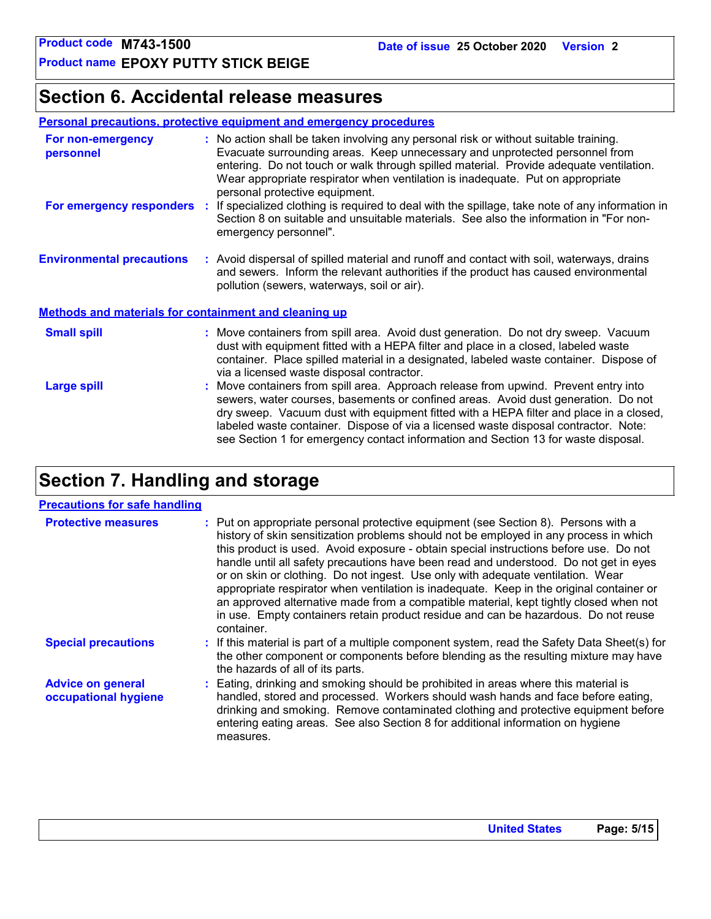# Section 6. Accidental release measures

**Personal precautions, protective equipment and emergency procedures**

**For non-emergency personnel** : No action shall be taken involving any personal risk or without suitable training. Evacuate surrounding areas. Keep unnecessary and unprotected personnel from entering. Do not touch or walk through spilled material. Provide adequate ventilation. Wear appropriate respirator when ventilation is inadequate. Put on appropriate personal protective equipment.

**For emergency responders** : If specialized clothing is required to deal with the spillage, take note of any information in Section 8 on suitable and unsuitable materials. See also the information in "For non-emergency personnel".

**Environmental precautions** : Avoid dispersal of spilled material and runoff and contact with soil, waterways, drains and sewers. Inform the relevant authorities if the product has caused environmental pollution (sewers, waterways, soil or air).

**Methods and materials for containment and cleaning up**

**Small spill** : Move containers from spill area. Avoid dust generation. Do not dry sweep. Vacuum dust with equipment fitted with a HEPA filter and place in a closed, labeled waste container. Place spilled material in a designated, labeled waste container. Dispose of via a licensed waste disposal contractor.

**Large spill** : Move containers from spill area. Approach release from upwind. Prevent entry into sewers, water courses, basements or confined areas. Avoid dust generation. Do not dry sweep. Vacuum dust with equipment fitted with a HEPA filter and place in a closed, labeled waste container. Dispose of via a licensed waste disposal contractor. Note: see Section 1 for emergency contact information and Section 13 for waste disposal.

# Section 7. Handling and storage

**Precautions for safe handling**

**Protective measures** : Put on appropriate personal protective equipment (see Section 8). Persons with a history of skin sensitization problems should not be employed in any process in which this product is used. Avoid exposure - obtain special instructions before use. Do not handle until all safety precautions have been read and understood. Do not get in eyes or on skin or clothing. Do not ingest. Use only with adequate ventilation. Wear appropriate respirator when ventilation is inadequate. Keep in the original container or an approved alternative made from a compatible material, kept tightly closed when not in use. Empty containers retain product residue and can be hazardous. Do not reuse container.

**Special precautions** : If this material is part of a multiple component system, read the Safety Data Sheet(s) for the other component or components before blending as the resulting mixture may have the hazards of all of its parts.

**Advice on general occupational hygiene** : Eating, drinking and smoking should be prohibited in areas where this material is handled, stored and processed. Workers should wash hands and face before eating, drinking and smoking. Remove contaminated clothing and protective equipment before entering eating areas. See also Section 8 for additional information on hygiene measures.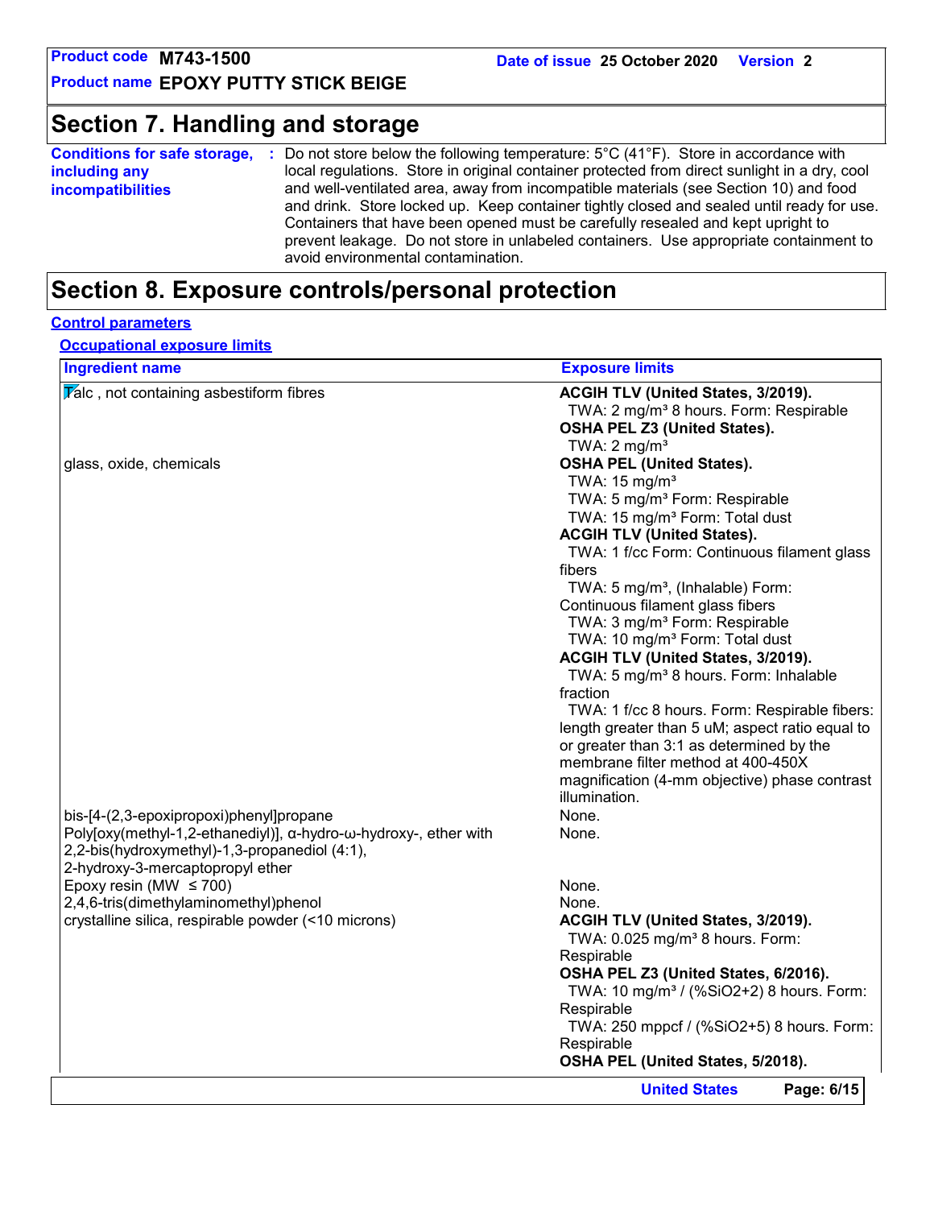## Section 7. Handling and storage

**Conditions for safe storage, including any incompatibilities** : Do not store below the following temperature: 5°C (41°F). Store in accordance with local regulations. Store in original container protected from direct sunlight in a dry, cool and well-ventilated area, away from incompatible materials (see Section 10) and food and drink. Store locked up. Keep container tightly closed and sealed until ready for use. Containers that have been opened must be carefully resealed and kept upright to prevent leakage. Do not store in unlabeled containers. Use appropriate containment to avoid environmental contamination.

## Section 8. Exposure controls/personal protection

### Control parameters

#### Occupational exposure limits

| Ingredient name | Exposure limits |
|---|---|
| Talc , not containing asbestiform fibres | **ACGIH TLV (United States, 3/2019).**<br>TWA: 2 mg/m³ 8 hours. Form: Respirable<br>**OSHA PEL Z3 (United States).**<br>TWA: 2 mg/m³ |
| glass, oxide, chemicals | **OSHA PEL (United States).**<br>TWA: 15 mg/m³<br>TWA: 5 mg/m³ Form: Respirable<br>TWA: 15 mg/m³ Form: Total dust<br>**ACGIH TLV (United States).**<br>TWA: 1 f/cc Form: Continuous filament glass fibers<br>TWA: 5 mg/m³, (Inhalable) Form: Continuous filament glass fibers<br>TWA: 3 mg/m³ Form: Respirable<br>TWA: 10 mg/m³ Form: Total dust<br>**ACGIH TLV (United States, 3/2019).**<br>TWA: 5 mg/m³ 8 hours. Form: Inhalable fraction<br>TWA: 1 f/cc 8 hours. Form: Respirable fibers: length greater than 5 uM; aspect ratio equal to or greater than 3:1 as determined by the membrane filter method at 400-450X magnification (4-mm objective) phase contrast illumination. |
| bis-[4-(2,3-epoxipropoxi)phenyl]propane | None. |
| Poly[oxy(methyl-1,2-ethanediyl)], α-hydro-ω-hydroxy-, ether with 2,2-bis(hydroxymethyl)-1,3-propanediol (4:1), 2-hydroxy-3-mercaptopropyl ether | None. |
| Epoxy resin (MW ≤ 700) | None. |
| 2,4,6-tris(dimethylaminomethyl)phenol | None. |
| crystalline silica, respirable powder (<10 microns) | **ACGIH TLV (United States, 3/2019).**<br>TWA: 0.025 mg/m³ 8 hours. Form: Respirable<br>**OSHA PEL Z3 (United States, 6/2016).**<br>TWA: 10 mg/m³ / (%SiO2+2) 8 hours. Form: Respirable<br>TWA: 250 mppcf / (%SiO2+5) 8 hours. Form: Respirable<br>**OSHA PEL (United States, 5/2018).** |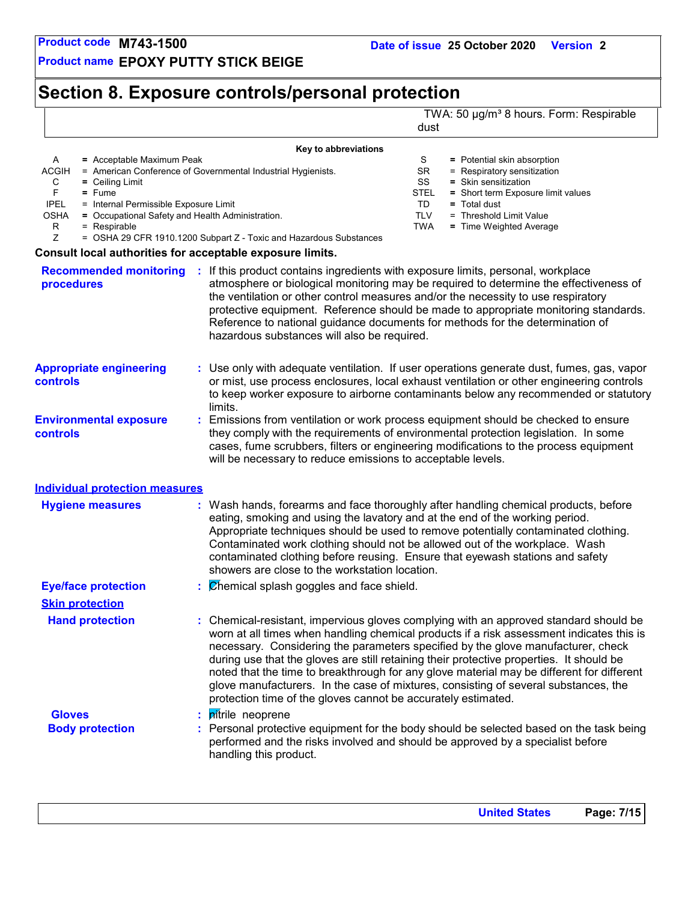# Section 8. Exposure controls/personal protection

TWA: 50 µg/m³ 8 hours. Form: Respirable dust

**Key to abbreviations**

| | | | |
|---|---|---|---|
| A | = Acceptable Maximum Peak | S | = Potential skin absorption |
| ACGIH | = American Conference of Governmental Industrial Hygienists. | SR | = Respiratory sensitization |
| C | = Ceiling Limit | SS | = Skin sensitization |
| F | = Fume | STEL | = Short term Exposure limit values |
| IPEL | = Internal Permissible Exposure Limit | TD | = Total dust |
| OSHA | = Occupational Safety and Health Administration. | TLV | = Threshold Limit Value |
| R | = Respirable | TWA | = Time Weighted Average |
| Z | = OSHA 29 CFR 1910.1200 Subpart Z - Toxic and Hazardous Substances | | |

**Consult local authorities for acceptable exposure limits.**

**Recommended monitoring procedures** : If this product contains ingredients with exposure limits, personal, workplace atmosphere or biological monitoring may be required to determine the effectiveness of the ventilation or other control measures and/or the necessity to use respiratory protective equipment. Reference should be made to appropriate monitoring standards. Reference to national guidance documents for methods for the determination of hazardous substances will also be required.

**Appropriate engineering controls** : Use only with adequate ventilation. If user operations generate dust, fumes, gas, vapor or mist, use process enclosures, local exhaust ventilation or other engineering controls to keep worker exposure to airborne contaminants below any recommended or statutory limits.

**Environmental exposure controls** : Emissions from ventilation or work process equipment should be checked to ensure they comply with the requirements of environmental protection legislation. In some cases, fume scrubbers, filters or engineering modifications to the process equipment will be necessary to reduce emissions to acceptable levels.

## Individual protection measures

**Hygiene measures** : Wash hands, forearms and face thoroughly after handling chemical products, before eating, smoking and using the lavatory and at the end of the working period. Appropriate techniques should be used to remove potentially contaminated clothing. Contaminated work clothing should not be allowed out of the workplace. Wash contaminated clothing before reusing. Ensure that eyewash stations and safety showers are close to the workstation location.

**Eye/face protection** : Chemical splash goggles and face shield.

### Skin protection

**Hand protection** : Chemical-resistant, impervious gloves complying with an approved standard should be worn at all times when handling chemical products if a risk assessment indicates this is necessary. Considering the parameters specified by the glove manufacturer, check during use that the gloves are still retaining their protective properties. It should be noted that the time to breakthrough for any glove material may be different for different glove manufacturers. In the case of mixtures, consisting of several substances, the protection time of the gloves cannot be accurately estimated.

**Gloves** : nitrile neoprene

**Body protection** : Personal protective equipment for the body should be selected based on the task being performed and the risks involved and should be approved by a specialist before handling this product.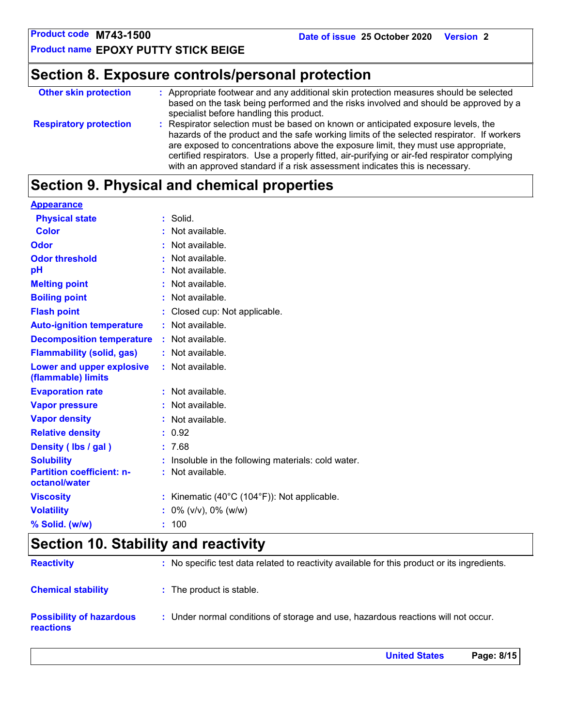## Section 8. Exposure controls/personal protection

| | |
|---|---|
| **Other skin protection** | : Appropriate footwear and any additional skin protection measures should be selected based on the task being performed and the risks involved and should be approved by a specialist before handling this product. |
| **Respiratory protection** | : Respirator selection must be based on known or anticipated exposure levels, the hazards of the product and the safe working limits of the selected respirator. If workers are exposed to concentrations above the exposure limit, they must use appropriate, certified respirators. Use a properly fitted, air-purifying or air-fed respirator complying with an approved standard if a risk assessment indicates this is necessary. |

## Section 9. Physical and chemical properties

**Appearance**

| | |
|---|---|
| **Physical state** | : Solid. |
| **Color** | : Not available. |
| **Odor** | : Not available. |
| **Odor threshold** | : Not available. |
| **pH** | : Not available. |
| **Melting point** | : Not available. |
| **Boiling point** | : Not available. |
| **Flash point** | : Closed cup: Not applicable. |
| **Auto-ignition temperature** | : Not available. |
| **Decomposition temperature** | : Not available. |
| **Flammability (solid, gas)** | : Not available. |
| **Lower and upper explosive (flammable) limits** | : Not available. |
| **Evaporation rate** | : Not available. |
| **Vapor pressure** | : Not available. |
| **Vapor density** | : Not available. |
| **Relative density** | : 0.92 |
| **Density ( lbs / gal )** | : 7.68 |
| **Solubility** | : Insoluble in the following materials: cold water. |
| **Partition coefficient: n-octanol/water** | : Not available. |
| **Viscosity** | : Kinematic (40°C (104°F)): Not applicable. |
| **Volatility** | : 0% (v/v), 0% (w/w) |
| **% Solid. (w/w)** | : 100 |

## Section 10. Stability and reactivity

| | |
|---|---|
| **Reactivity** | : No specific test data related to reactivity available for this product or its ingredients. |
| **Chemical stability** | : The product is stable. |
| **Possibility of hazardous reactions** | : Under normal conditions of storage and use, hazardous reactions will not occur. |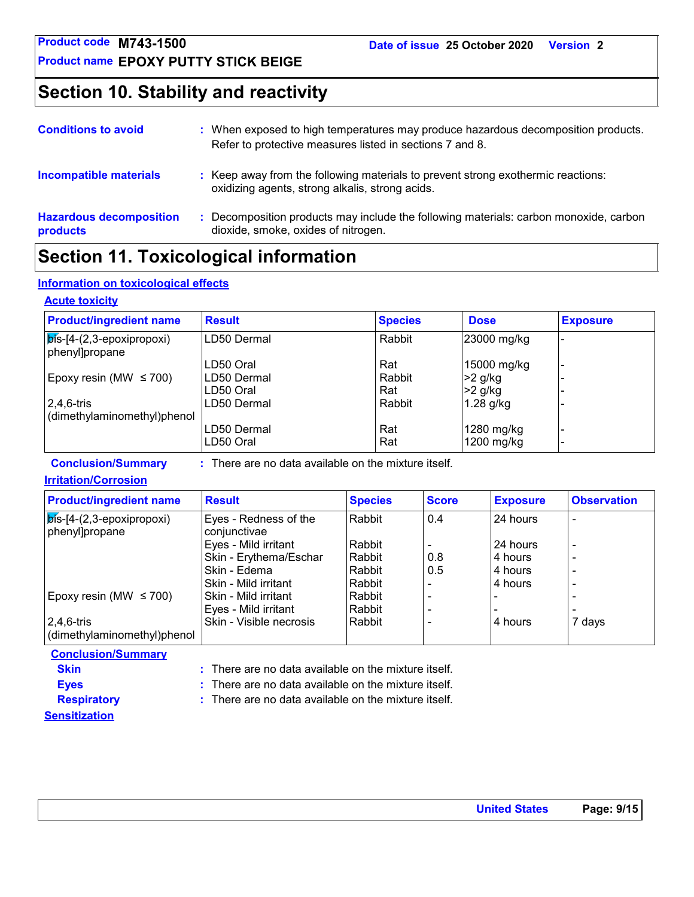# Section 10. Stability and reactivity

**Conditions to avoid** : When exposed to high temperatures may produce hazardous decomposition products. Refer to protective measures listed in sections 7 and 8.

**Incompatible materials** : Keep away from the following materials to prevent strong exothermic reactions: oxidizing agents, strong alkalis, strong acids.

**Hazardous decomposition products** : Decomposition products may include the following materials: carbon monoxide, carbon dioxide, smoke, oxides of nitrogen.

# Section 11. Toxicological information

## Information on toxicological effects

### Acute toxicity

| Product/ingredient name | Result | Species | Dose | Exposure |
|---|---|---|---|---|
| bis-[4-(2,3-epoxipropoxi) phenyl]propane | LD50 Dermal | Rabbit | 23000 mg/kg | - |
| | LD50 Oral | Rat | 15000 mg/kg | - |
| Epoxy resin (MW ≤ 700) | LD50 Dermal | Rabbit | >2 g/kg | - |
| | LD50 Oral | Rat | >2 g/kg | - |
| 2,4,6-tris (dimethylaminomethyl)phenol | LD50 Dermal | Rabbit | 1.28 g/kg | - |
| | LD50 Dermal | Rat | 1280 mg/kg | - |
| | LD50 Oral | Rat | 1200 mg/kg | - |

**Conclusion/Summary** : There are no data available on the mixture itself.

### Irritation/Corrosion

| Product/ingredient name | Result | Species | Score | Exposure | Observation |
|---|---|---|---|---|---|
| bis-[4-(2,3-epoxipropoxi) phenyl]propane | Eyes - Redness of the conjunctivae | Rabbit | 0.4 | 24 hours | - |
| | Eyes - Mild irritant | Rabbit | - | 24 hours | - |
| | Skin - Erythema/Eschar | Rabbit | 0.8 | 4 hours | - |
| | Skin - Edema | Rabbit | 0.5 | 4 hours | - |
| | Skin - Mild irritant | Rabbit | - | 4 hours | - |
| Epoxy resin (MW ≤ 700) | Skin - Mild irritant | Rabbit | - | - | - |
| | Eyes - Mild irritant | Rabbit | - | - | - |
| 2,4,6-tris (dimethylaminomethyl)phenol | Skin - Visible necrosis | Rabbit | - | 4 hours | 7 days |

**Conclusion/Summary**

**Skin** : There are no data available on the mixture itself.

**Eyes** : There are no data available on the mixture itself.

**Respiratory** : There are no data available on the mixture itself.

### Sensitization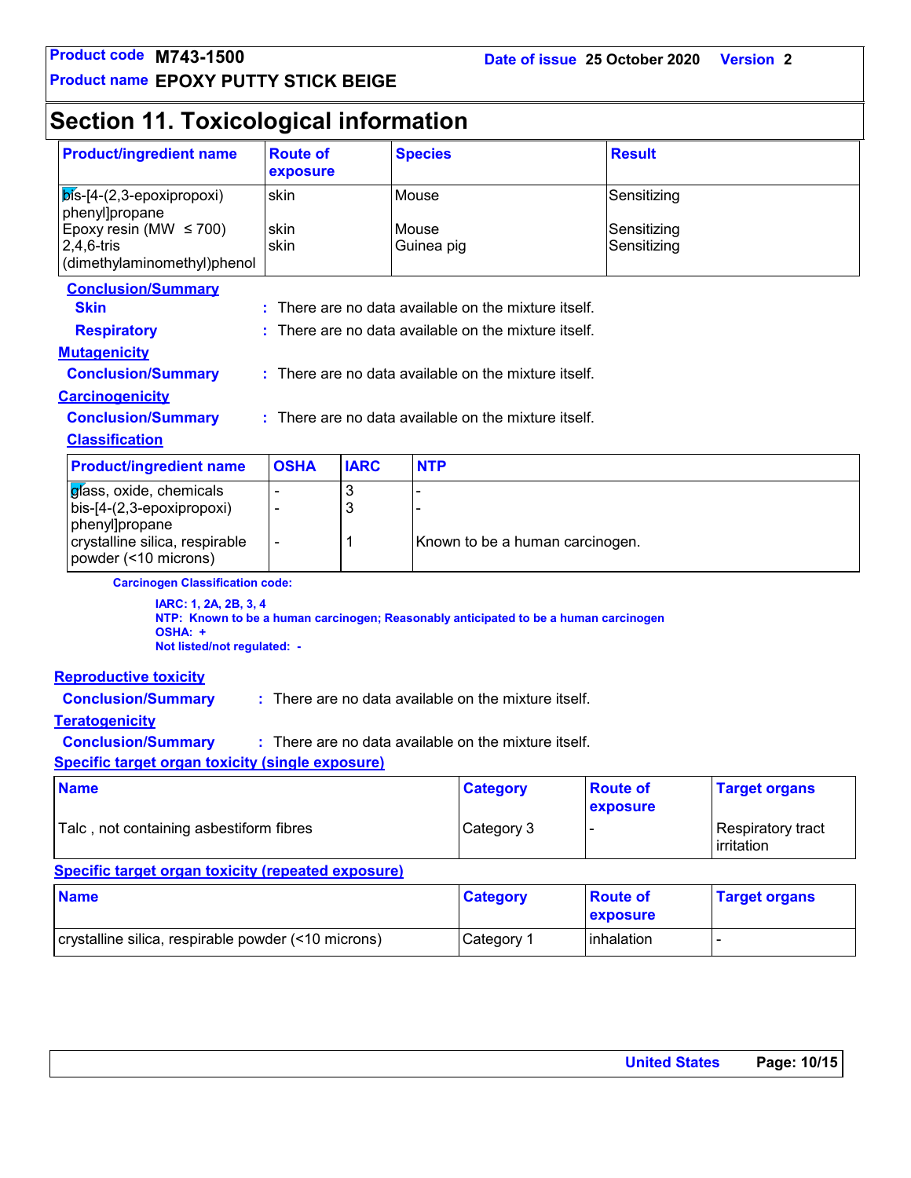## Section 11. Toxicological information

| Product/ingredient name | Route of exposure | Species | Result |
| --- | --- | --- | --- |
| bis-[4-(2,3-epoxipropoxi) phenyl]propane | skin | Mouse | Sensitizing |
| Epoxy resin (MW ≤ 700) | skin | Mouse | Sensitizing |
| 2,4,6-tris (dimethylaminomethyl)phenol | skin | Guinea pig | Sensitizing |

**Conclusion/Summary**

**Skin** : There are no data available on the mixture itself.

**Respiratory** : There are no data available on the mixture itself.

**Mutagenicity**

**Conclusion/Summary** : There are no data available on the mixture itself.

**Carcinogenicity**

**Conclusion/Summary** : There are no data available on the mixture itself.

**Classification**

| Product/ingredient name | OSHA | IARC | NTP |
| --- | --- | --- | --- |
| glass, oxide, chemicals | - | 3 | - |
| bis-[4-(2,3-epoxipropoxi) phenyl]propane | - | 3 | - |
| crystalline silica, respirable powder (<10 microns) | - | 1 | Known to be a human carcinogen. |

**Carcinogen Classification code:**

**IARC: 1, 2A, 2B, 3, 4**
**NTP: Known to be a human carcinogen; Reasonably anticipated to be a human carcinogen**
**OSHA: +**
**Not listed/not regulated: -**

**Reproductive toxicity**

**Conclusion/Summary** : There are no data available on the mixture itself.

**Teratogenicity**

**Conclusion/Summary** : There are no data available on the mixture itself.

**Specific target organ toxicity (single exposure)**

| Name | Category | Route of exposure | Target organs |
| --- | --- | --- | --- |
| Talc , not containing asbestiform fibres | Category 3 | - | Respiratory tract irritation |

**Specific target organ toxicity (repeated exposure)**

| Name | Category | Route of exposure | Target organs |
| --- | --- | --- | --- |
| crystalline silica, respirable powder (<10 microns) | Category 1 | inhalation | - |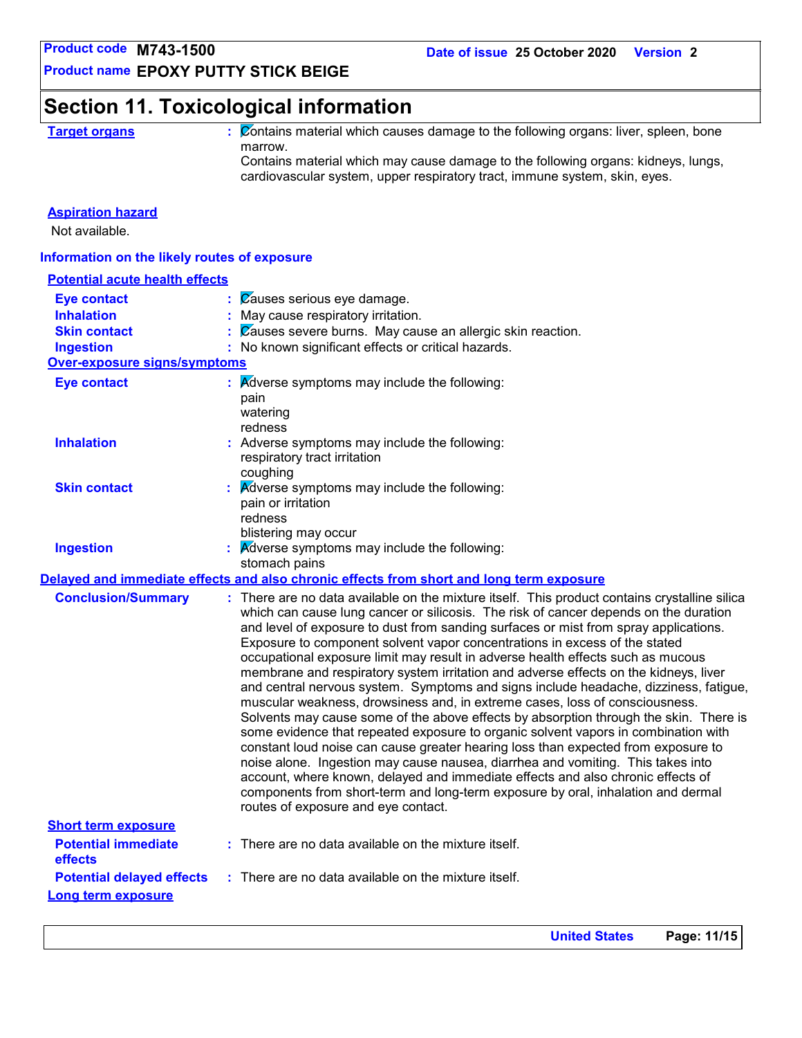## Section 11. Toxicological information

**Target organs** : Contains material which causes damage to the following organs: liver, spleen, bone marrow.
Contains material which may cause damage to the following organs: kidneys, lungs, cardiovascular system, upper respiratory tract, immune system, skin, eyes.

**Aspiration hazard**

Not available.

### Information on the likely routes of exposure

**Potential acute health effects**

**Eye contact** : Causes serious eye damage.

**Inhalation** : May cause respiratory irritation.

**Skin contact** : Causes severe burns. May cause an allergic skin reaction.

**Ingestion** : No known significant effects or critical hazards.

**Over-exposure signs/symptoms**

**Eye contact** : Adverse symptoms may include the following:
pain
watering
redness

**Inhalation** : Adverse symptoms may include the following:
respiratory tract irritation
coughing

**Skin contact** : Adverse symptoms may include the following:
pain or irritation
redness
blistering may occur

**Ingestion** : Adverse symptoms may include the following:
stomach pains

**Delayed and immediate effects and also chronic effects from short and long term exposure**

**Conclusion/Summary** : There are no data available on the mixture itself. This product contains crystalline silica which can cause lung cancer or silicosis. The risk of cancer depends on the duration and level of exposure to dust from sanding surfaces or mist from spray applications. Exposure to component solvent vapor concentrations in excess of the stated occupational exposure limit may result in adverse health effects such as mucous membrane and respiratory system irritation and adverse effects on the kidneys, liver and central nervous system. Symptoms and signs include headache, dizziness, fatigue, muscular weakness, drowsiness and, in extreme cases, loss of consciousness. Solvents may cause some of the above effects by absorption through the skin. There is some evidence that repeated exposure to organic solvent vapors in combination with constant loud noise can cause greater hearing loss than expected from exposure to noise alone. Ingestion may cause nausea, diarrhea and vomiting. This takes into account, where known, delayed and immediate effects and also chronic effects of components from short-term and long-term exposure by oral, inhalation and dermal routes of exposure and eye contact.

**Short term exposure**

**Potential immediate effects** : There are no data available on the mixture itself.

**Potential delayed effects** : There are no data available on the mixture itself.

**Long term exposure**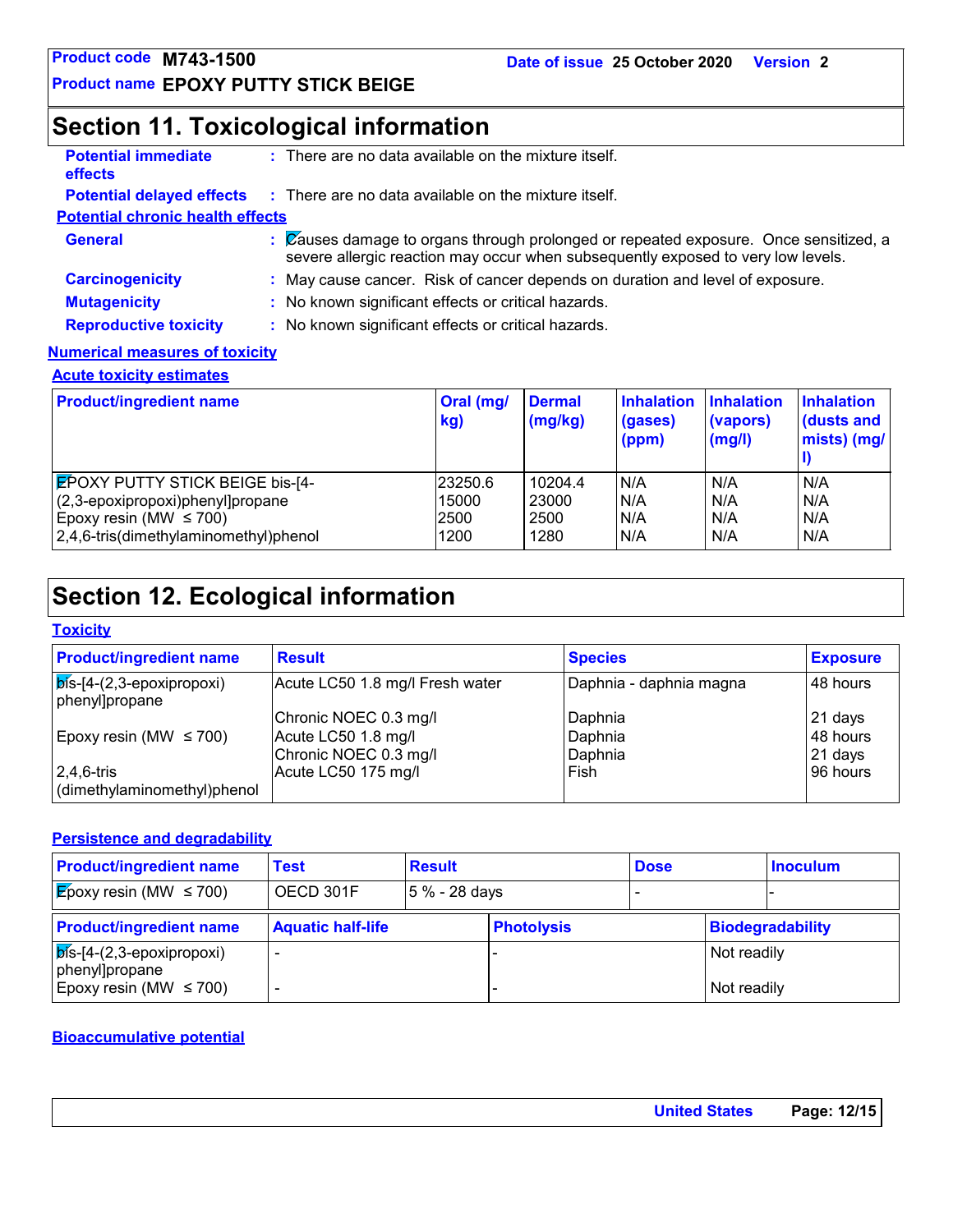## Section 11. Toxicological information

**Potential immediate effects** : There are no data available on the mixture itself.

**Potential delayed effects** : There are no data available on the mixture itself.

**Potential chronic health effects**

**General** : Causes damage to organs through prolonged or repeated exposure. Once sensitized, a severe allergic reaction may occur when subsequently exposed to very low levels.

**Carcinogenicity** : May cause cancer. Risk of cancer depends on duration and level of exposure.

**Mutagenicity** : No known significant effects or critical hazards.

**Reproductive toxicity** : No known significant effects or critical hazards.

**Numerical measures of toxicity**

**Acute toxicity estimates**

| Product/ingredient name | Oral (mg/kg) | Dermal (mg/kg) | Inhalation (gases) (ppm) | Inhalation (vapors) (mg/l) | Inhalation (dusts and mists) (mg/l) |
|---|---|---|---|---|---|
| EPOXY PUTTY STICK BEIGE | 23250.6 | 10204.4 | N/A | N/A | N/A |
| bis-[4-(2,3-epoxipropoxi)phenyl]propane | 15000 | 23000 | N/A | N/A | N/A |
| Epoxy resin (MW ≤ 700) | 2500 | 2500 | N/A | N/A | N/A |
| 2,4,6-tris(dimethylaminomethyl)phenol | 1200 | 1280 | N/A | N/A | N/A |

## Section 12. Ecological information

**Toxicity**

| Product/ingredient name | Result | Species | Exposure |
|---|---|---|---|
| bis-[4-(2,3-epoxipropoxi) phenyl]propane | Acute LC50 1.8 mg/l Fresh water | Daphnia - daphnia magna | 48 hours |
| | Chronic NOEC 0.3 mg/l | Daphnia | 21 days |
| Epoxy resin (MW ≤ 700) | Acute LC50 1.8 mg/l | Daphnia | 48 hours |
| | Chronic NOEC 0.3 mg/l | Daphnia | 21 days |
| 2,4,6-tris (dimethylaminomethyl)phenol | Acute LC50 175 mg/l | Fish | 96 hours |

**Persistence and degradability**

| Product/ingredient name | Test | Result | Dose | Inoculum |
|---|---|---|---|---|
| Epoxy resin (MW ≤ 700) | OECD 301F | 5 % - 28 days | - | - |

| Product/ingredient name | Aquatic half-life | Photolysis | Biodegradability |
|---|---|---|---|
| bis-[4-(2,3-epoxipropoxi) phenyl]propane | - | - | Not readily |
| Epoxy resin (MW ≤ 700) | - | - | Not readily |

**Bioaccumulative potential**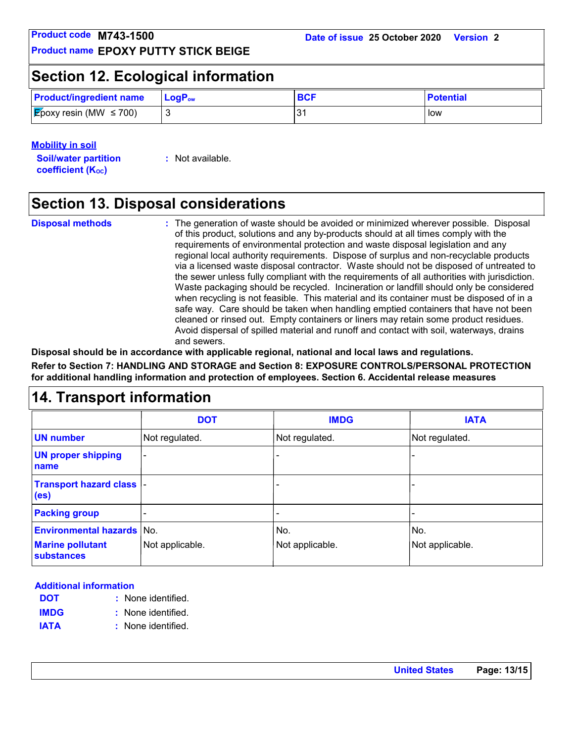## Section 12. Ecological information

| Product/ingredient name | $LogP_{ow}$ | BCF | Potential |
|---|---|---|---|
| Epoxy resin (MW ≤ 700) | 3 | 31 | low |

**Mobility in soil**

**Soil/water partition coefficient ($K_{OC}$)** : Not available.

## Section 13. Disposal considerations

**Disposal methods** : The generation of waste should be avoided or minimized wherever possible. Disposal of this product, solutions and any by-products should at all times comply with the requirements of environmental protection and waste disposal legislation and any regional local authority requirements. Dispose of surplus and non-recyclable products via a licensed waste disposal contractor. Waste should not be disposed of untreated to the sewer unless fully compliant with the requirements of all authorities with jurisdiction. Waste packaging should be recycled. Incineration or landfill should only be considered when recycling is not feasible. This material and its container must be disposed of in a safe way. Care should be taken when handling emptied containers that have not been cleaned or rinsed out. Empty containers or liners may retain some product residues. Avoid dispersal of spilled material and runoff and contact with soil, waterways, drains and sewers.

**Disposal should be in accordance with applicable regional, national and local laws and regulations.**

**Refer to Section 7: HANDLING AND STORAGE and Section 8: EXPOSURE CONTROLS/PERSONAL PROTECTION for additional handling information and protection of employees. Section 6. Accidental release measures**

## 14. Transport information

| | DOT | IMDG | IATA |
|---|---|---|---|
| UN number | Not regulated. | Not regulated. | Not regulated. |
| UN proper shipping name | - | - | - |
| Transport hazard class (es) | - | - | - |
| Packing group | - | - | - |
| Environmental hazards | No. | No. | No. |
| Marine pollutant substances | Not applicable. | Not applicable. | Not applicable. |

**Additional information**

**DOT** : None identified.

**IMDG** : None identified.

**IATA** : None identified.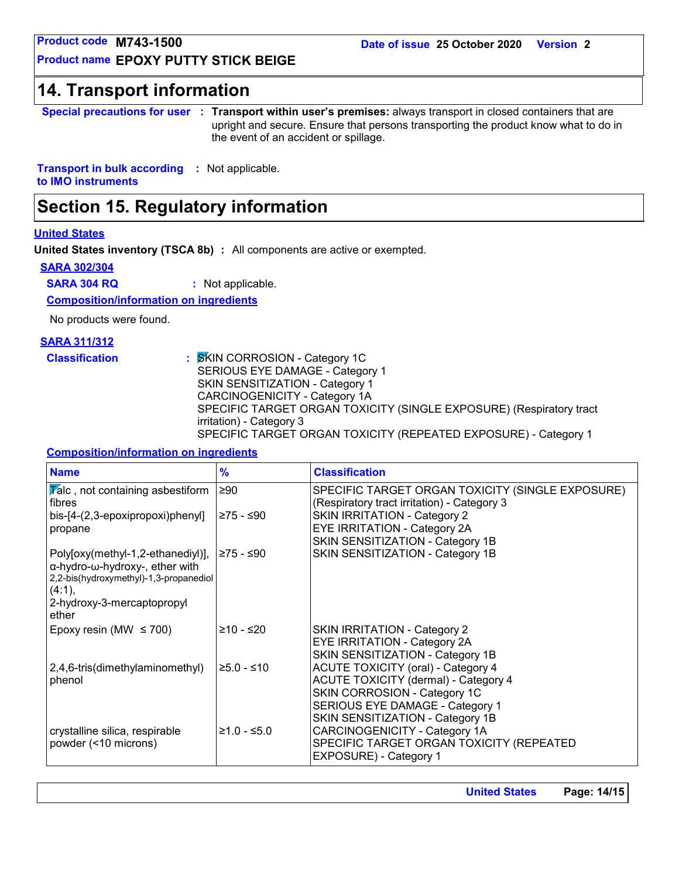## 14. Transport information

**Special precautions for user** : **Transport within user's premises:** always transport in closed containers that are upright and secure. Ensure that persons transporting the product know what to do in the event of an accident or spillage.

**Transport in bulk according to IMO instruments** : Not applicable.

## Section 15. Regulatory information

### United States

**United States inventory (TSCA 8b)** : All components are active or exempted.

**SARA 302/304**

**SARA 304 RQ** : Not applicable.

**Composition/information on ingredients**

No products were found.

**SARA 311/312**

**Classification** : SKIN CORROSION - Category 1C
SERIOUS EYE DAMAGE - Category 1
SKIN SENSITIZATION - Category 1
CARCINOGENICITY - Category 1A
SPECIFIC TARGET ORGAN TOXICITY (SINGLE EXPOSURE) (Respiratory tract irritation) - Category 3
SPECIFIC TARGET ORGAN TOXICITY (REPEATED EXPOSURE) - Category 1

**Composition/information on ingredients**

| Name | % | Classification |
|---|---|---|
| Talc , not containing asbestiform fibres | ≥90 | SPECIFIC TARGET ORGAN TOXICITY (SINGLE EXPOSURE) (Respiratory tract irritation) - Category 3 |
| bis-[4-(2,3-epoxipropoxi)phenyl] propane | ≥75 - ≤90 | SKIN IRRITATION - Category 2<br>EYE IRRITATION - Category 2A<br>SKIN SENSITIZATION - Category 1B |
| Poly[oxy(methyl-1,2-ethanediyl)], α-hydro-ω-hydroxy-, ether with 2,2-bis(hydroxymethyl)-1,3-propanediol (4:1), 2-hydroxy-3-mercaptopropyl ether | ≥75 - ≤90 | SKIN SENSITIZATION - Category 1B |
| Epoxy resin (MW ≤ 700) | ≥10 - ≤20 | SKIN IRRITATION - Category 2<br>EYE IRRITATION - Category 2A<br>SKIN SENSITIZATION - Category 1B |
| 2,4,6-tris(dimethylaminomethyl) phenol | ≥5.0 - ≤10 | ACUTE TOXICITY (oral) - Category 4<br>ACUTE TOXICITY (dermal) - Category 4<br>SKIN CORROSION - Category 1C<br>SERIOUS EYE DAMAGE - Category 1<br>SKIN SENSITIZATION - Category 1B |
| crystalline silica, respirable powder (<10 microns) | ≥1.0 - ≤5.0 | CARCINOGENICITY - Category 1A<br>SPECIFIC TARGET ORGAN TOXICITY (REPEATED EXPOSURE) - Category 1 |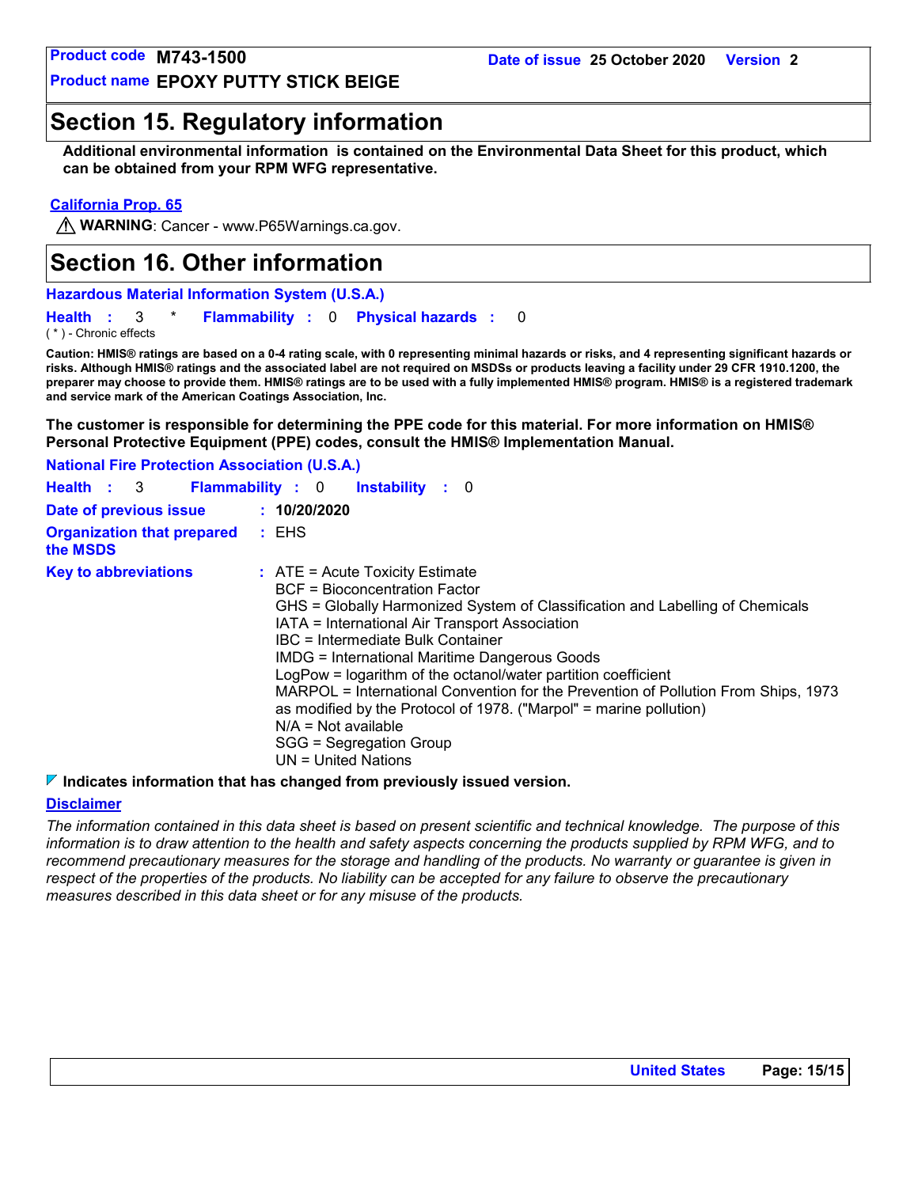## Section 15. Regulatory information

**Additional environmental information is contained on the Environmental Data Sheet for this product, which can be obtained from your RPM WFG representative.**

**California Prop. 65**

⚠ **WARNING**: Cancer - www.P65Warnings.ca.gov.

## Section 16. Other information

**Hazardous Material Information System (U.S.A.)**

**Health** : 3 * **Flammability** : 0 **Physical hazards** : 0

( * ) - Chronic effects

**Caution: HMIS® ratings are based on a 0-4 rating scale, with 0 representing minimal hazards or risks, and 4 representing significant hazards or risks. Although HMIS® ratings and the associated label are not required on MSDSs or products leaving a facility under 29 CFR 1910.1200, the preparer may choose to provide them. HMIS® ratings are to be used with a fully implemented HMIS® program. HMIS® is a registered trademark and service mark of the American Coatings Association, Inc.**

**The customer is responsible for determining the PPE code for this material. For more information on HMIS® Personal Protective Equipment (PPE) codes, consult the HMIS® Implementation Manual.**

**National Fire Protection Association (U.S.A.)**

**Health** : 3 **Flammability** : 0 **Instability** : 0

**Date of previous issue** : **10/20/2020**

**Organization that prepared the MSDS** : EHS

**Key to abbreviations** :
- ATE = Acute Toxicity Estimate
- BCF = Bioconcentration Factor
- GHS = Globally Harmonized System of Classification and Labelling of Chemicals
- IATA = International Air Transport Association
- IBC = Intermediate Bulk Container
- IMDG = International Maritime Dangerous Goods
- LogPow = logarithm of the octanol/water partition coefficient
- MARPOL = International Convention for the Prevention of Pollution From Ships, 1973 as modified by the Protocol of 1978. ("Marpol" = marine pollution)
- N/A = Not available
- SGG = Segregation Group
- UN = United Nations

◤ **Indicates information that has changed from previously issued version.**

**Disclaimer**

*The information contained in this data sheet is based on present scientific and technical knowledge. The purpose of this information is to draw attention to the health and safety aspects concerning the products supplied by RPM WFG, and to recommend precautionary measures for the storage and handling of the products. No warranty or guarantee is given in respect of the properties of the products. No liability can be accepted for any failure to observe the precautionary measures described in this data sheet or for any misuse of the products.*